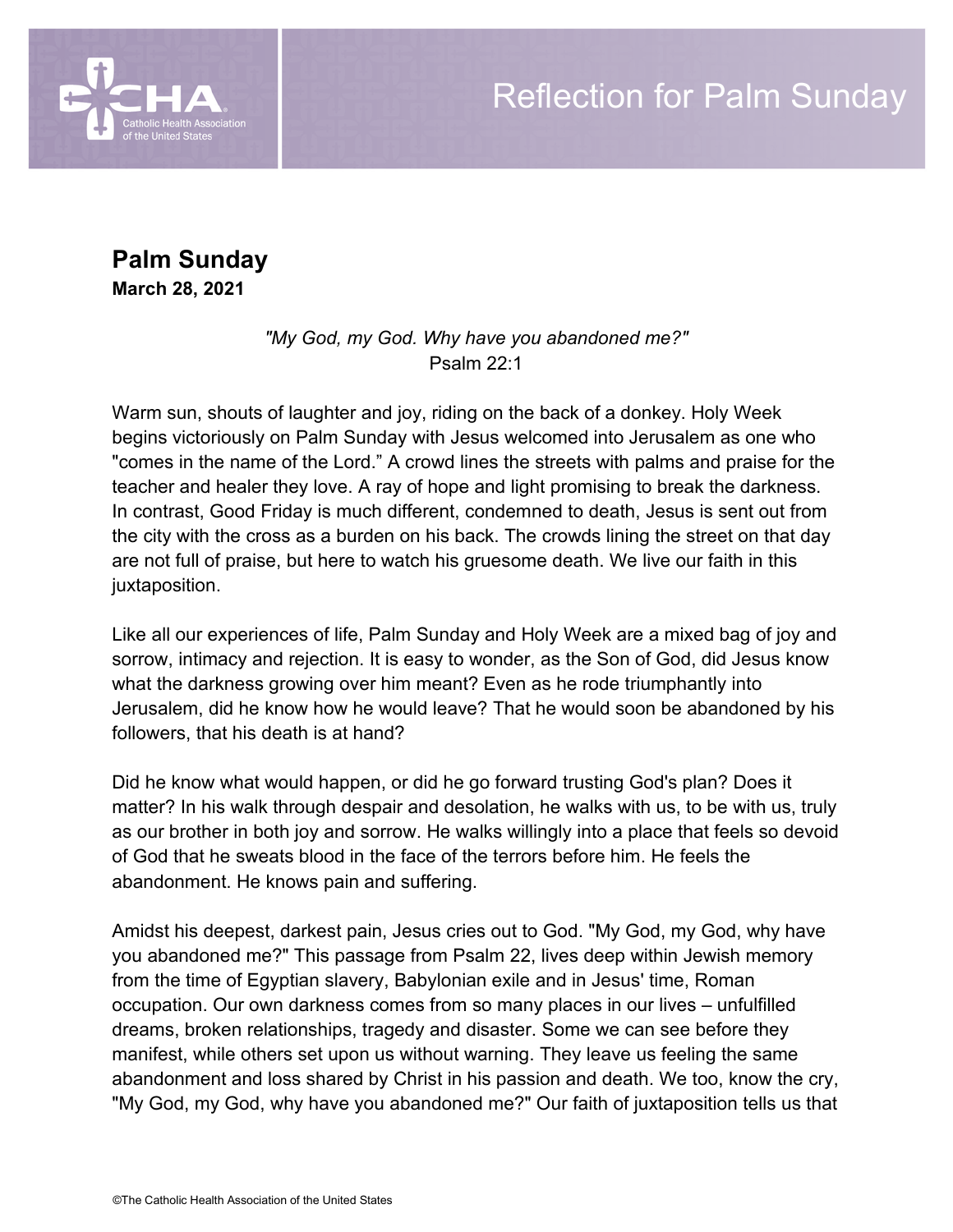# Reflection for Palm Sunday

## Palm Sunday

**March 28, 2021**

*"My God, my God. Why have you abandoned me?"*
Psalm 22:1

Warm sun, shouts of laughter and joy, riding on the back of a donkey. Holy Week begins victoriously on Palm Sunday with Jesus welcomed into Jerusalem as one who "comes in the name of the Lord." A crowd lines the streets with palms and praise for the teacher and healer they love. A ray of hope and light promising to break the darkness. In contrast, Good Friday is much different, condemned to death, Jesus is sent out from the city with the cross as a burden on his back. The crowds lining the street on that day are not full of praise, but here to watch his gruesome death. We live our faith in this juxtaposition.

Like all our experiences of life, Palm Sunday and Holy Week are a mixed bag of joy and sorrow, intimacy and rejection. It is easy to wonder, as the Son of God, did Jesus know what the darkness growing over him meant? Even as he rode triumphantly into Jerusalem, did he know how he would leave? That he would soon be abandoned by his followers, that his death is at hand?

Did he know what would happen, or did he go forward trusting God's plan? Does it matter? In his walk through despair and desolation, he walks with us, to be with us, truly as our brother in both joy and sorrow. He walks willingly into a place that feels so devoid of God that he sweats blood in the face of the terrors before him. He feels the abandonment. He knows pain and suffering.

Amidst his deepest, darkest pain, Jesus cries out to God. "My God, my God, why have you abandoned me?" This passage from Psalm 22, lives deep within Jewish memory from the time of Egyptian slavery, Babylonian exile and in Jesus' time, Roman occupation. Our own darkness comes from so many places in our lives – unfulfilled dreams, broken relationships, tragedy and disaster. Some we can see before they manifest, while others set upon us without warning. They leave us feeling the same abandonment and loss shared by Christ in his passion and death. We too, know the cry, "My God, my God, why have you abandoned me?" Our faith of juxtaposition tells us that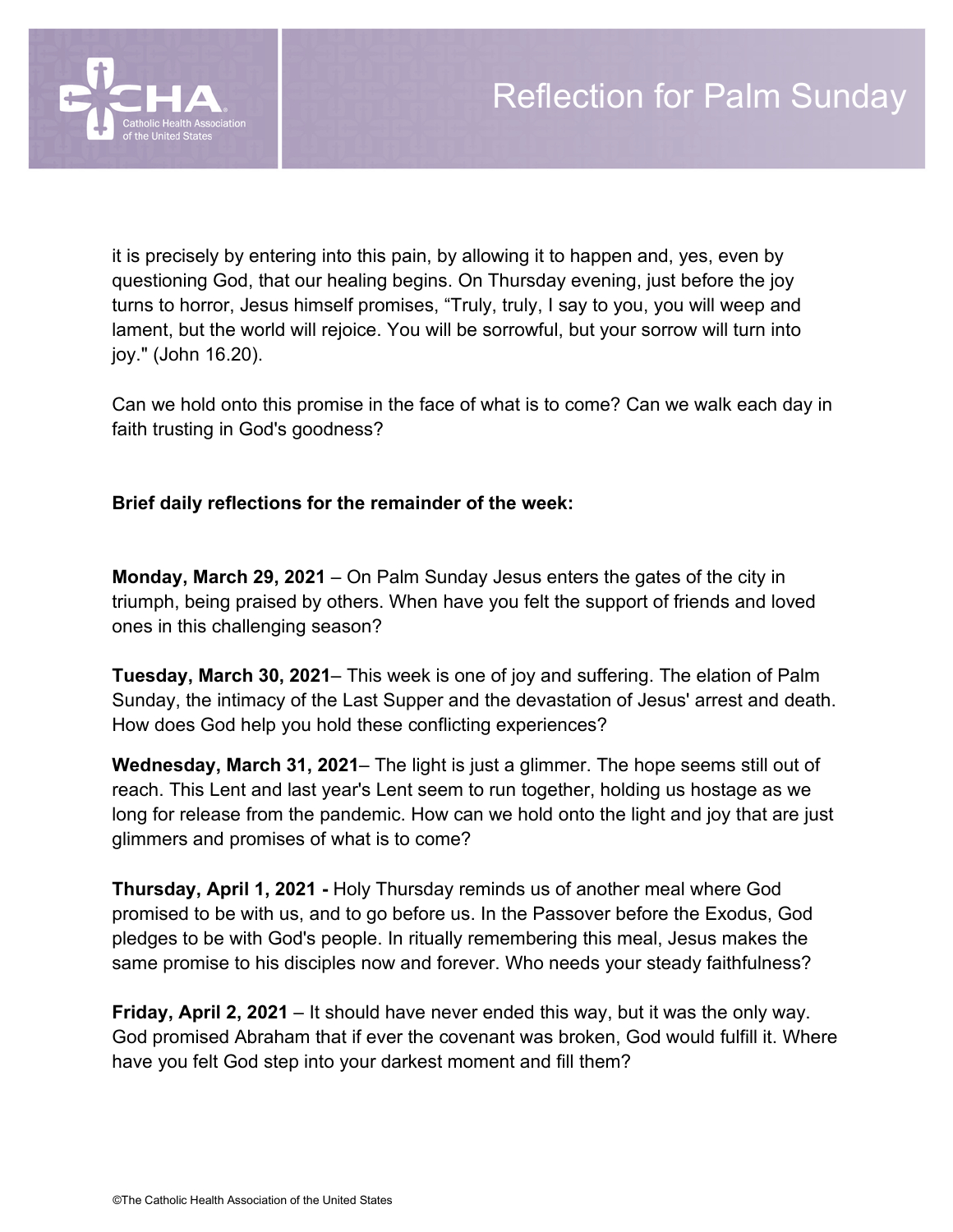it is precisely by entering into this pain, by allowing it to happen and, yes, even by questioning God, that our healing begins. On Thursday evening, just before the joy turns to horror, Jesus himself promises, "Truly, truly, I say to you, you will weep and lament, but the world will rejoice. You will be sorrowful, but your sorrow will turn into joy." (John 16.20).

Can we hold onto this promise in the face of what is to come? Can we walk each day in faith trusting in God's goodness?

**Brief daily reflections for the remainder of the week:**

**Monday, March 29, 2021** – On Palm Sunday Jesus enters the gates of the city in triumph, being praised by others. When have you felt the support of friends and loved ones in this challenging season?

**Tuesday, March 30, 2021**– This week is one of joy and suffering. The elation of Palm Sunday, the intimacy of the Last Supper and the devastation of Jesus' arrest and death. How does God help you hold these conflicting experiences?

**Wednesday, March 31, 2021**– The light is just a glimmer. The hope seems still out of reach. This Lent and last year's Lent seem to run together, holding us hostage as we long for release from the pandemic. How can we hold onto the light and joy that are just glimmers and promises of what is to come?

**Thursday, April 1, 2021 -** Holy Thursday reminds us of another meal where God promised to be with us, and to go before us. In the Passover before the Exodus, God pledges to be with God's people. In ritually remembering this meal, Jesus makes the same promise to his disciples now and forever. Who needs your steady faithfulness?

**Friday, April 2, 2021** – It should have never ended this way, but it was the only way. God promised Abraham that if ever the covenant was broken, God would fulfill it. Where have you felt God step into your darkest moment and fill them?

©The Catholic Health Association of the United States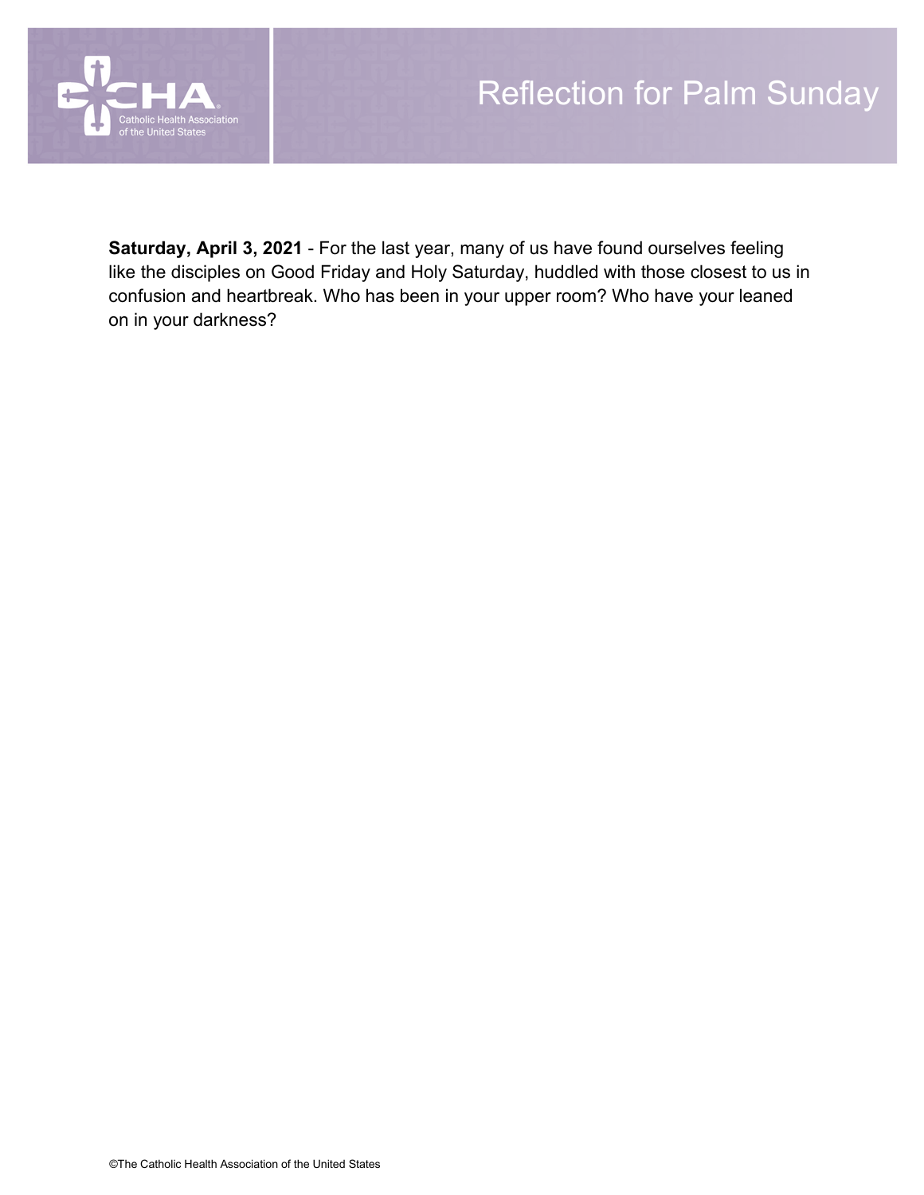**Saturday, April 3, 2021** - For the last year, many of us have found ourselves feeling like the disciples on Good Friday and Holy Saturday, huddled with those closest to us in confusion and heartbreak. Who has been in your upper room? Who have your leaned on in your darkness?